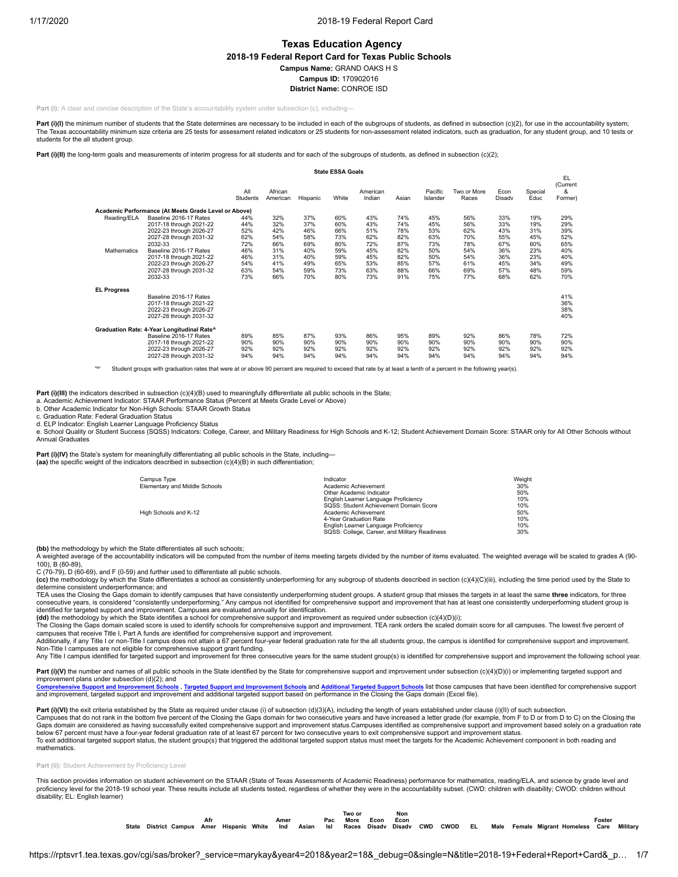# Texas Education Agency

## 2018-19 Federal Report Card for Texas Public Schools

**Campus Name:** GRAND OAKS H S

**Campus ID:** 170902016

**District Name:** CONROE ISD

Part (i): A clear and concise description of the State's accountability system under subsection (c), including—

**Part (i)(I)** the minimum number of students that the State determines are necessary to be included in each of the subgroups of students, as defined in subsection (c)(2), for use in the accountability system; The Texas accountability minimum size criteria are 25 tests for assessment related indicators or 25 students for non-assessment related indicators, such as graduation, for any student group, and 10 tests or students for the all student group.

**Part (i)(II)** the long-term goals and measurements of interim progress for all students and for each of the subgroups of students, as defined in subsection (c)(2);

**State ESSA Goals**

| | | All Students | African American | Hispanic | White | American Indian | Asian | Pacific Islander | Two or More Races | Econ Disadv | Special Educ | EL (Current & Former) |
|---|---|---|---|---|---|---|---|---|---|---|---|---|
| **Academic Performance (At Meets Grade Level or Above)** | | | | | | | | | | | | |
| Reading/ELA | Baseline 2016-17 Rates | 44% | 32% | 37% | 60% | 43% | 74% | 45% | 56% | 33% | 19% | 29% |
| | 2017-18 through 2021-22 | 44% | 32% | 37% | 60% | 43% | 74% | 45% | 56% | 33% | 19% | 29% |
| | 2022-23 through 2026-27 | 52% | 42% | 46% | 66% | 51% | 78% | 53% | 62% | 43% | 31% | 39% |
| | 2027-28 through 2031-32 | 62% | 54% | 58% | 73% | 62% | 82% | 63% | 70% | 55% | 45% | 52% |
| | 2032-33 | 72% | 66% | 69% | 80% | 72% | 87% | 73% | 78% | 67% | 60% | 65% |
| Mathematics | Baseline 2016-17 Rates | 46% | 31% | 40% | 59% | 45% | 82% | 50% | 54% | 36% | 23% | 40% |
| | 2017-18 through 2021-22 | 46% | 31% | 40% | 59% | 45% | 82% | 50% | 54% | 36% | 23% | 40% |
| | 2022-23 through 2026-27 | 54% | 41% | 49% | 65% | 53% | 85% | 57% | 61% | 45% | 34% | 49% |
| | 2027-28 through 2031-32 | 63% | 54% | 59% | 73% | 63% | 88% | 66% | 69% | 57% | 48% | 59% |
| | 2032-33 | 73% | 66% | 70% | 80% | 73% | 91% | 75% | 77% | 68% | 62% | 70% |
| **EL Progress** | | | | | | | | | | | | |
| | Baseline 2016-17 Rates | | | | | | | | | | | 41% |
| | 2017-18 through 2021-22 | | | | | | | | | | | 36% |
| | 2022-23 through 2026-27 | | | | | | | | | | | 38% |
| | 2027-28 through 2031-32 | | | | | | | | | | | 40% |
| **Graduation Rate: 4-Year Longitudinal Rate^** | | | | | | | | | | | | |
| | Baseline 2016-17 Rates | 89% | 85% | 87% | 93% | 86% | 95% | 89% | 92% | 86% | 78% | 72% |
| | 2017-18 through 2021-22 | 90% | 90% | 90% | 90% | 90% | 90% | 90% | 90% | 90% | 90% | 90% |
| | 2022-23 through 2026-27 | 92% | 92% | 92% | 92% | 92% | 92% | 92% | 92% | 92% | 92% | 92% |
| | 2027-28 through 2031-32 | 94% | 94% | 94% | 94% | 94% | 94% | 94% | 94% | 94% | 94% | 94% |

'^' Student groups with graduation rates that were at or above 90 percent are required to exceed that rate by at least a tenth of a percent in the following year(s).

**Part (i)(III)** the indicators described in subsection (c)(4)(B) used to meaningfully differentiate all public schools in the State;

a. Academic Achievement Indicator: STAAR Performance Status (Percent at Meets Grade Level or Above)
b. Other Academic Indicator for Non-High Schools: STAAR Growth Status
c. Graduation Rate: Federal Graduation Status
d. ELP Indicator: English Learner Language Proficiency Status
e. School Quality or Student Success (SQSS) Indicators: College, Career, and Military Readiness for High Schools and K-12; Student Achievement Domain Score: STAAR only for All Other Schools without Annual Graduates

**Part (i)(IV)** the State's system for meaningfully differentiating all public schools in the State, including—
**(aa)** the specific weight of the indicators described in subsection (c)(4)(B) in such differentiation;

| Campus Type | Indicator | Weight |
|---|---|---|
| Elementary and Middle Schools | Academic Achievement | 30% |
| | Other Academic Indicator | 50% |
| | English Learner Language Proficiency | 10% |
| | SQSS: Student Achievement Domain Score | 10% |
| High Schools and K-12 | Academic Achievement | 50% |
| | 4-Year Graduation Rate | 10% |
| | English Learner Language Proficiency | 10% |
| | SQSS: College, Career, and Military Readiness | 30% |

**(bb)** the methodology by which the State differentiates all such schools;
A weighted average of the accountability indicators will be computed from the number of items meeting targets divided by the number of items evaluated. The weighted average will be scaled to grades A (90-100), B (80-89),
C (70-79), D (60-69), and F (0-59) and further used to differentiate all public schools.

**(cc)** the methodology by which the State differentiates a school as consistently underperforming for any subgroup of students described in section (c)(4)(C)(iii), including the time period used by the State to determine consistent underperformance; and
TEA uses the Closing the Gaps domain to identify campuses that have consistently underperforming student groups. A student group that misses the targets in at least the same **three** indicators, for three consecutive years, is considered "consistently underperforming." Any campus not identified for comprehensive support and improvement that has at least one consistently underperforming student group is identified for targeted support and improvement. Campuses are evaluated annually for identification.

**(dd)** the methodology by which the State identifies a school for comprehensive support and improvement as required under subsection (c)(4)(D)(i);
The Closing the Gaps domain scaled score is used to identify schools for comprehensive support and improvement. TEA rank orders the scaled domain score for all campuses. The lowest five percent of campuses that receive Title I, Part A funds are identified for comprehensive support and improvement.
Additionally, if any Title I or non-Title I campus does not attain a 67 percent four-year federal graduation rate for the all students group, the campus is identified for comprehensive support and improvement. Non-Title I campuses are not eligible for comprehensive support grant funding.
Any Title I campus identified for targeted support and improvement for three consecutive years for the same student group(s) is identified for comprehensive support and improvement the following school year.

**Part (i)(V)** the number and names of all public schools in the State identified by the State for comprehensive support and improvement under subsection (c)(4)(D)(i) or implementing targeted support and improvement plans under subsection (d)(2); and
[Comprehensive Support and Improvement Schools](), [Targeted Support and Improvement Schools]() and [Additional Targeted Support Schools]() list those campuses that have been identified for comprehensive support and improvement, targeted support and improvement and additional targeted support based on performance in the Closing the Gaps domain (Excel file).

**Part (i)(VI)** the exit criteria established by the State as required under clause (i) of subsection (d)(3)(A), including the length of years established under clause (i)(II) of such subsection.
Campuses that do not rank in the bottom five percent of the Closing the Gaps domain for two consecutive years and have increased a letter grade (for example, from F to D or from D to C) on the Closing the Gaps domain are considered as having successfully exited comprehensive support and improvement status.Campuses identified as comprehensive support and improvement based solely on a graduation rate below 67 percent must have a four-year federal graduation rate of at least 67 percent for two consecutive years to exit comprehensive support and improvement status.
To exit additional targeted support status, the student group(s) that triggered the additional targeted support status must meet the targets for the Academic Achievement component in both reading and mathematics.

Part (ii): Student Achievement by Proficiency Level

This section provides information on student achievement on the STAAR (State of Texas Assessments of Academic Readiness) performance for mathematics, reading/ELA, and science by grade level and proficiency level for the 2018-19 school year. These results include all students tested, regardless of whether they were in the accountability subset. (CWD: children with disability; CWOD: children without disability; EL: English learner)

| State | District | Campus | Afr Amer | Hispanic | White | Amer Ind | Asian | Pac Isl | Two or More Races | Econ Disadv | Non Econ Disadv | CWD | CWOD | EL | Male | Female | Migrant | Homeless | Foster Care | Military |
|---|---|---|---|---|---|---|---|---|---|---|---|---|---|---|---|---|---|---|---|---|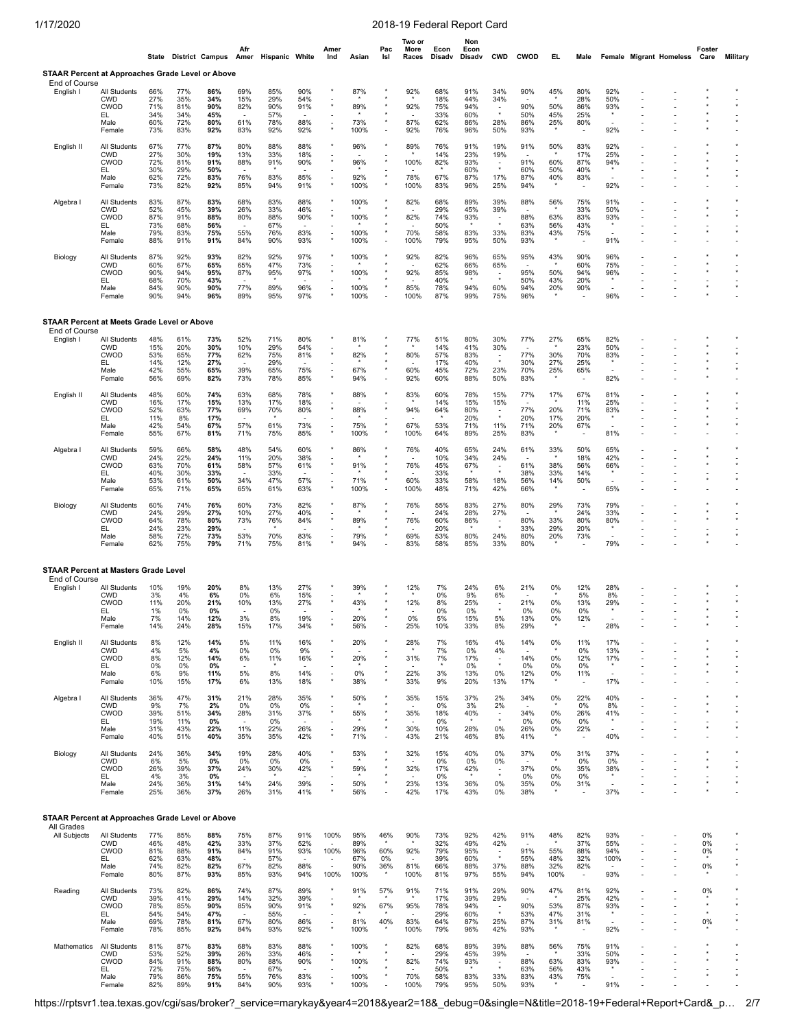## STAAR Percent at Approaches Grade Level or Above

End of Course

| | | State | District | Campus | Afr Amer | Hispanic | White | Amer Ind | Asian | Pac Isl | Two or More Races | Econ Disadv | Non Econ Disadv | CWD | CWOD | EL | Male | Female | Migrant | Homeless | Foster Care | Military |
|---|---|---|---|---|---|---|---|---|---|---|---|---|---|---|---|---|---|---|---|---|---|---|
| English I | All Students | 66% | 77% | 86% | 69% | 85% | 90% | * | 87% | * | 92% | 68% | 91% | 34% | 90% | 45% | 80% | 92% | - | - | * | * |
| | CWD | 27% | 35% | 34% | 15% | 29% | 54% | - | * | * | * | 18% | 44% | 34% | - | * | 28% | 50% | - | - | * | - |
| | CWOD | 71% | 81% | 90% | 82% | 90% | 91% | * | 89% | * | 92% | 75% | 94% | - | 90% | 50% | 86% | 93% | - | - | * | * |
| | EL | 34% | 34% | 45% | * | 57% | - | - | * | * | - | 33% | 60% | * | 50% | 45% | 25% | * | - | - | - | - |
| | Male | 60% | 72% | 80% | 61% | 78% | 88% | - | 73% | * | 87% | 62% | 86% | 28% | 86% | 25% | 80% | - | - | - | * | * |
| | Female | 73% | 83% | 92% | 83% | 92% | 92% | * | 100% | - | 92% | 76% | 96% | 50% | 93% | * | - | 92% | - | - | * | - |
| English II | All Students | 67% | 77% | 87% | 80% | 88% | 88% | * | 96% | * | 89% | 76% | 91% | 19% | 91% | 50% | 83% | 92% | - | - | * | * |
| | CWD | 27% | 30% | 19% | 13% | 33% | 18% | - | - | * | * | 14% | 23% | 19% | - | * | 17% | 25% | - | - | * | - |
| | CWOD | 72% | 81% | 91% | 88% | 91% | 90% | * | 96% | * | 100% | 82% | 93% | - | 91% | 60% | 87% | 94% | - | - | * | * |
| | EL | 30% | 29% | 50% | - | * | - | - | * | * | - | * | 60% | * | 60% | 50% | 40% | * | - | - | - | - |
| | Male | 62% | 72% | 83% | 76% | 83% | 85% | - | 92% | * | 78% | 67% | 87% | 17% | 87% | 40% | 83% | - | - | - | * | * |
| | Female | 73% | 82% | 92% | 85% | 94% | 91% | * | 100% | * | 100% | 83% | 96% | 25% | 94% | * | - | 92% | - | - | * | - |
| Algebra I | All Students | 83% | 87% | 83% | 68% | 83% | 88% | * | 100% | * | 82% | 68% | 89% | 39% | 88% | 56% | 75% | 91% | - | - | * | * |
| | CWD | 52% | 45% | 39% | 26% | 33% | 46% | - | * | * | - | 29% | 45% | 39% | - | * | 33% | 50% | - | - | * | - |
| | CWOD | 87% | 91% | 88% | 80% | 88% | 90% | * | 100% | * | 82% | 74% | 93% | - | 88% | 63% | 83% | 93% | - | - | * | * |
| | EL | 73% | 68% | 56% | - | 67% | - | - | * | * | - | 50% | * | * | 63% | 56% | 43% | * | - | - | - | - |
| | Male | 79% | 83% | 75% | 55% | 76% | 83% | - | 100% | * | 70% | 58% | 83% | 33% | 83% | 43% | 75% | - | - | - | * | * |
| | Female | 88% | 91% | 91% | 84% | 90% | 93% | * | 100% | - | 100% | 79% | 95% | 50% | 93% | * | - | 91% | - | - | * | - |
| Biology | All Students | 87% | 92% | 93% | 82% | 92% | 97% | * | 100% | * | 92% | 82% | 96% | 65% | 95% | 43% | 90% | 96% | - | - | * | * |
| | CWD | 60% | 67% | 65% | 65% | 47% | 73% | - | * | * | - | 62% | 66% | 65% | - | * | 60% | 75% | - | - | * | - |
| | CWOD | 90% | 94% | 95% | 87% | 95% | 97% | * | 100% | * | 92% | 85% | 98% | - | 95% | 50% | 94% | 96% | - | - | * | * |
| | EL | 68% | 70% | 43% | - | * | - | - | * | * | - | 40% | * | * | 50% | 43% | 20% | * | - | - | - | - |
| | Male | 84% | 90% | 90% | 77% | 89% | 96% | - | 100% | * | 85% | 78% | 94% | 60% | 94% | 20% | 90% | - | - | - | * | * |
| | Female | 90% | 94% | 96% | 89% | 95% | 97% | * | 100% | - | 100% | 87% | 99% | 75% | 96% | * | - | 96% | - | - | * | - |

## STAAR Percent at Meets Grade Level or Above

End of Course

| | | State | District | Campus | Afr Amer | Hispanic | White | Amer Ind | Asian | Pac Isl | Two or More Races | Econ Disadv | Non Econ Disadv | CWD | CWOD | EL | Male | Female | Migrant | Homeless | Foster Care | Military |
|---|---|---|---|---|---|---|---|---|---|---|---|---|---|---|---|---|---|---|---|---|---|---|
| English I | All Students | 48% | 61% | 73% | 52% | 71% | 80% | * | 81% | * | 77% | 51% | 80% | 30% | 77% | 27% | 65% | 82% | - | - | * | * |
| | CWD | 15% | 20% | 30% | 10% | 29% | 54% | - | * | * | * | 14% | 41% | 30% | - | * | 23% | 50% | - | - | * | - |
| | CWOD | 53% | 65% | 77% | 62% | 75% | 81% | * | 82% | * | 80% | 57% | 83% | - | 77% | 30% | 70% | 83% | - | - | * | * |
| | EL | 14% | 12% | 27% | - | 29% | - | - | * | * | - | 17% | 40% | * | 30% | 27% | 25% | * | - | - | - | - |
| | Male | 42% | 55% | 65% | 39% | 65% | 75% | - | 67% | * | 60% | 45% | 72% | 23% | 70% | 25% | 65% | - | - | - | * | * |
| | Female | 56% | 69% | 82% | 73% | 78% | 85% | * | 94% | - | 92% | 60% | 88% | 50% | 83% | * | - | 82% | - | - | * | - |
| English II | All Students | 48% | 60% | 74% | 63% | 68% | 78% | * | 88% | * | 83% | 60% | 78% | 15% | 77% | 17% | 67% | 81% | - | - | * | * |
| | CWD | 16% | 17% | 15% | 13% | 17% | 18% | - | - | * | * | 14% | 15% | 15% | - | * | 11% | 25% | - | - | * | - |
| | CWOD | 52% | 63% | 77% | 69% | 70% | 80% | * | 88% | * | 94% | 64% | 80% | - | 77% | 20% | 71% | 83% | - | - | * | * |
| | EL | 11% | 8% | 17% | - | * | - | - | * | * | - | * | 20% | * | 20% | 17% | 20% | * | - | - | - | - |
| | Male | 42% | 54% | 67% | 57% | 61% | 73% | - | 75% | * | 67% | 53% | 71% | 11% | 71% | 20% | 67% | - | - | - | * | * |
| | Female | 55% | 67% | 81% | 71% | 75% | 85% | * | 100% | * | 100% | 64% | 89% | 25% | 83% | * | - | 81% | - | - | * | - |
| Algebra I | All Students | 59% | 66% | 58% | 48% | 54% | 60% | * | 86% | * | 76% | 40% | 65% | 24% | 61% | 33% | 50% | 65% | - | - | * | * |
| | CWD | 24% | 22% | 24% | 11% | 20% | 38% | - | * | * | - | 10% | 34% | 24% | - | * | 18% | 42% | - | - | * | - |
| | CWOD | 63% | 70% | 61% | 58% | 57% | 61% | * | 91% | * | 76% | 45% | 67% | - | 61% | 38% | 56% | 66% | - | - | * | * |
| | EL | 40% | 30% | 33% | - | 33% | - | - | * | * | - | 33% | * | * | 38% | 33% | 14% | * | - | - | - | - |
| | Male | 53% | 61% | 50% | 34% | 47% | 57% | - | 71% | * | 60% | 33% | 58% | 18% | 56% | 14% | 50% | - | - | - | * | * |
| | Female | 65% | 71% | 65% | 65% | 61% | 63% | * | 100% | - | 100% | 48% | 71% | 42% | 66% | * | - | 65% | - | - | * | - |
| Biology | All Students | 60% | 74% | 76% | 60% | 73% | 82% | * | 87% | * | 76% | 55% | 83% | 27% | 80% | 29% | 73% | 79% | - | - | * | * |
| | CWD | 24% | 29% | 27% | 10% | 27% | 40% | - | * | * | - | 24% | 28% | 27% | - | * | 24% | 33% | - | - | * | - |
| | CWOD | 64% | 78% | 80% | 73% | 76% | 84% | * | 89% | * | 76% | 60% | 86% | - | 80% | 33% | 80% | 80% | - | - | * | * |
| | EL | 24% | 23% | 29% | - | * | - | - | * | * | - | 20% | * | * | 33% | 29% | 20% | * | - | - | - | - |
| | Male | 58% | 72% | 73% | 53% | 70% | 83% | - | 79% | * | 69% | 53% | 80% | 24% | 80% | 20% | 73% | - | - | - | * | * |
| | Female | 62% | 75% | 79% | 71% | 75% | 81% | * | 94% | - | 83% | 58% | 85% | 33% | 80% | * | - | 79% | - | - | * | - |

## STAAR Percent at Masters Grade Level

End of Course

| | | State | District | Campus | Afr Amer | Hispanic | White | Amer Ind | Asian | Pac Isl | Two or More Races | Econ Disadv | Non Econ Disadv | CWD | CWOD | EL | Male | Female | Migrant | Homeless | Foster Care | Military |
|---|---|---|---|---|---|---|---|---|---|---|---|---|---|---|---|---|---|---|---|---|---|---|
| English I | All Students | 10% | 19% | 20% | 8% | 13% | 27% | * | 39% | * | 12% | 7% | 24% | 6% | 21% | 0% | 12% | 28% | - | - | * | * |
| | CWD | 3% | 4% | 6% | 0% | 6% | 15% | - | * | * | * | 0% | 9% | 6% | - | * | 5% | 8% | - | - | * | - |
| | CWOD | 11% | 20% | 21% | 10% | 13% | 27% | * | 43% | * | 12% | 8% | 25% | - | 21% | 0% | 13% | 29% | - | - | * | * |
| | EL | 1% | 0% | 0% | - | 0% | - | - | * | * | - | 0% | 0% | * | 0% | 0% | 0% | * | - | - | - | - |
| | Male | 7% | 14% | 12% | 3% | 8% | 19% | - | 20% | * | 0% | 5% | 15% | 5% | 13% | 0% | 12% | - | - | - | * | * |
| | Female | 14% | 24% | 28% | 15% | 17% | 34% | * | 56% | - | 25% | 10% | 33% | 8% | 29% | * | - | 28% | - | - | * | - |
| English II | All Students | 8% | 12% | 14% | 5% | 11% | 16% | * | 20% | * | 28% | 7% | 16% | 4% | 14% | 0% | 11% | 17% | - | - | * | * |
| | CWD | 4% | 5% | 4% | 0% | 0% | 9% | - | - | * | * | 7% | 0% | 4% | - | * | 0% | 13% | - | - | * | - |
| | CWOD | 8% | 12% | 14% | 6% | 11% | 16% | * | 20% | * | 31% | 7% | 17% | - | 14% | 0% | 12% | 17% | - | - | * | * |
| | EL | 0% | 0% | 0% | - | * | - | - | * | * | - | * | 0% | * | 0% | 0% | 0% | * | - | - | - | - |
| | Male | 6% | 9% | 11% | 5% | 8% | 14% | - | 0% | * | 22% | 3% | 13% | 0% | 12% | 0% | 11% | - | - | - | * | * |
| | Female | 10% | 15% | 17% | 6% | 13% | 18% | * | 38% | * | 33% | 9% | 20% | 13% | 17% | * | - | 17% | - | - | * | - |
| Algebra I | All Students | 36% | 47% | 31% | 21% | 28% | 35% | * | 50% | * | 35% | 15% | 37% | 2% | 34% | 0% | 22% | 40% | - | - | * | * |
| | CWD | 9% | 7% | 2% | 0% | 0% | 0% | - | * | * | - | 0% | 3% | 2% | - | * | 0% | 8% | - | - | * | - |
| | CWOD | 39% | 51% | 34% | 28% | 31% | 37% | * | 55% | * | 35% | 18% | 40% | - | 34% | 0% | 26% | 41% | - | - | * | * |
| | EL | 19% | 11% | 0% | - | 0% | - | - | * | * | - | 0% | * | * | 0% | 0% | 0% | * | - | - | - | - |
| | Male | 31% | 43% | 22% | 11% | 22% | 26% | - | 29% | * | 30% | 10% | 28% | 0% | 26% | 0% | 22% | - | - | - | * | * |
| | Female | 40% | 51% | 40% | 35% | 35% | 42% | * | 71% | - | 43% | 21% | 46% | 8% | 41% | * | - | 40% | - | - | * | - |
| Biology | All Students | 24% | 36% | 34% | 19% | 28% | 40% | * | 53% | * | 32% | 15% | 40% | 0% | 37% | 0% | 31% | 37% | - | - | * | * |
| | CWD | 6% | 5% | 0% | 0% | 0% | 0% | - | * | * | - | 0% | 0% | 0% | - | * | 0% | 0% | - | - | * | - |
| | CWOD | 26% | 39% | 37% | 24% | 30% | 42% | * | 59% | * | 32% | 17% | 42% | - | 37% | 0% | 35% | 38% | - | - | * | * |
| | EL | 4% | 3% | 0% | - | * | - | - | * | * | - | 0% | * | * | 0% | 0% | 0% | * | - | - | - | - |
| | Male | 24% | 36% | 31% | 14% | 24% | 39% | - | 50% | * | 23% | 13% | 36% | 0% | 35% | 0% | 31% | - | - | - | * | * |
| | Female | 25% | 36% | 37% | 26% | 31% | 41% | * | 56% | - | 42% | 17% | 43% | 0% | 38% | * | - | 37% | - | - | * | - |

## STAAR Percent at Approaches Grade Level or Above

All Grades

| | | State | District | Campus | Afr Amer | Hispanic | White | Amer Ind | Asian | Pac Isl | Two or More Races | Econ Disadv | Non Econ Disadv | CWD | CWOD | EL | Male | Female | Migrant | Homeless | Foster Care | Military |
|---|---|---|---|---|---|---|---|---|---|---|---|---|---|---|---|---|---|---|---|---|---|---|
| All Subjects | All Students | 77% | 85% | 88% | 75% | 87% | 91% | 100% | 95% | 46% | 90% | 73% | 92% | 42% | 91% | 48% | 82% | 93% | - | - | 0% | * |
| | CWD | 46% | 48% | 42% | 33% | 37% | 52% | - | 89% | * | * | 32% | 49% | 42% | - | * | 37% | 55% | - | - | 0% | - |
| | CWOD | 81% | 88% | 91% | 84% | 91% | 93% | 100% | 96% | 60% | 92% | 79% | 95% | - | 91% | 55% | 88% | 94% | - | - | 0% | * |
| | EL | 62% | 63% | 48% | - | 57% | - | - | 67% | 0% | - | 39% | 60% | * | 55% | 48% | 32% | 100% | - | - | * | - |
| | Male | 74% | 82% | 82% | 67% | 82% | 88% | - | 90% | 36% | 81% | 66% | 88% | 37% | 88% | 32% | 82% | - | - | - | 0% | * |
| | Female | 80% | 87% | 93% | 85% | 93% | 94% | 100% | 100% | * | 100% | 81% | 97% | 55% | 94% | 100% | - | 93% | - | - | * | - |
| Reading | All Students | 73% | 82% | 86% | 74% | 87% | 89% | * | 91% | 57% | 91% | 71% | 91% | 29% | 90% | 47% | 81% | 92% | - | - | 0% | * |
| | CWD | 39% | 41% | 29% | 14% | 32% | 39% | - | * | * | * | 17% | 39% | 29% | - | * | 25% | 42% | - | - | * | - |
| | CWOD | 78% | 85% | 90% | 85% | 90% | 91% | * | 92% | 67% | 95% | 78% | 94% | - | 90% | 53% | 87% | 93% | - | - | * | * |
| | EL | 54% | 54% | 47% | - | 55% | - | - | * | * | - | 29% | 60% | * | 53% | 47% | 31% | * | - | - | * | - |
| | Male | 69% | 78% | 81% | 67% | 80% | 86% | - | 81% | 40% | 83% | 64% | 87% | 25% | 87% | 31% | 81% | - | - | - | 0% | * |
| | Female | 78% | 85% | 92% | 84% | 93% | 92% | * | 100% | * | 100% | 79% | 96% | 42% | 93% | * | - | 92% | - | - | * | - |
| Mathematics | All Students | 81% | 87% | 83% | 68% | 83% | 88% | * | 100% | * | 82% | 68% | 89% | 39% | 88% | 56% | 75% | 91% | - | - | * | * |
| | CWD | 53% | 52% | 39% | 26% | 33% | 46% | - | * | * | - | 29% | 45% | 39% | - | * | 33% | 50% | - | - | * | - |
| | CWOD | 84% | 91% | 88% | 80% | 88% | 90% | * | 100% | * | 82% | 74% | 93% | - | 88% | 63% | 83% | 93% | - | - | * | * |
| | EL | 72% | 75% | 56% | - | 67% | - | - | * | * | - | 50% | * | * | 63% | 56% | 43% | * | - | - | - | - |
| | Male | 79% | 86% | 75% | 55% | 76% | 83% | - | 100% | * | 70% | 58% | 83% | 33% | 83% | 43% | 75% | - | - | - | * | * |
| | Female | 82% | 89% | 91% | 84% | 90% | 93% | * | 100% | - | 100% | 79% | 95% | 50% | 93% | * | - | 91% | - | - | - | - |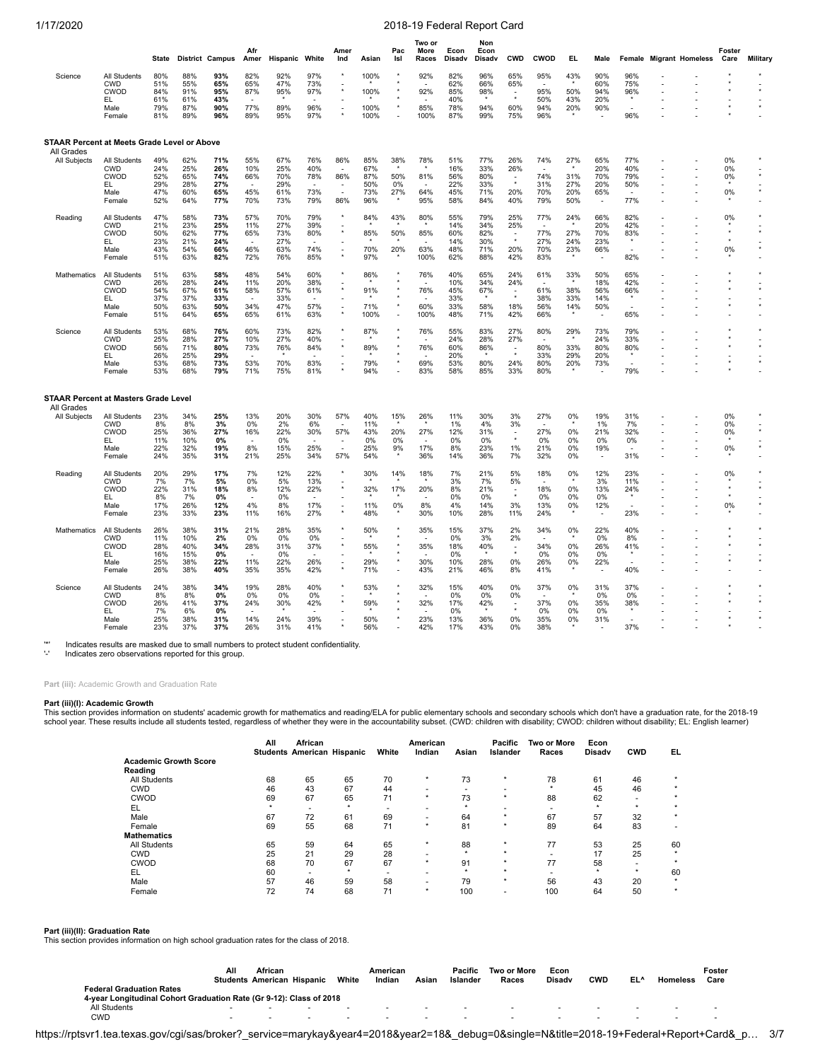| | | State | District | Campus | Afr Amer | Hispanic | White | Amer Ind | Asian | Pac Isl | Two or More Races | Econ Disadv | Non Econ Disadv | CWD | CWOD | EL | Male | Female | Migrant | Homeless | Foster Care | Military |
|---|---|---|---|---|---|---|---|---|---|---|---|---|---|---|---|---|---|---|---|---|---|---|
| Science | All Students | 80% | 88% | **93%** | 82% | 92% | 97% | * | 100% | * | 92% | 82% | 96% | 65% | 95% | 43% | 90% | 96% | - | - | * | * |
| | CWD | 51% | 55% | **65%** | 65% | 47% | 73% | - | * | * | - | 62% | 66% | 65% | - | * | 60% | 75% | - | - | * | - |
| | CWOD | 84% | 91% | **95%** | 87% | 95% | 97% | * | 100% | * | 92% | 85% | 98% | - | 95% | 50% | 94% | 96% | - | - | * | * |
| | EL | 61% | 61% | **43%** | - | * | - | - | * | - | - | 40% | * | * | 50% | 43% | 20% | * | - | - | - | - |
| | Male | 79% | 87% | **90%** | 77% | 89% | 96% | - | 100% | * | 85% | 78% | 94% | 60% | 94% | 20% | 90% | - | - | - | * | * |
| | Female | 81% | 89% | **96%** | 89% | 95% | 97% | * | 100% | - | 100% | 87% | 99% | 75% | 96% | * | - | 96% | - | - | * | - |

**STAAR Percent at Meets Grade Level or Above**

All Grades

| | | State | District | Campus | Afr Amer | Hispanic | White | Amer Ind | Asian | Pac Isl | Two or More Races | Econ Disadv | Non Econ Disadv | CWD | CWOD | EL | Male | Female | Migrant | Homeless | Foster Care | Military |
|---|---|---|---|---|---|---|---|---|---|---|---|---|---|---|---|---|---|---|---|---|---|---|
| All Subjects | All Students | 49% | 62% | **71%** | 55% | 67% | 76% | 86% | 85% | 38% | 78% | 51% | 77% | 26% | 74% | 27% | 65% | 77% | - | - | 0% | * |
| | CWD | 24% | 25% | **26%** | 10% | 25% | 40% | - | 67% | * | * | 16% | 33% | 26% | - | * | 20% | 40% | - | - | 0% | - |
| | CWOD | 52% | 65% | **74%** | 66% | 70% | 78% | 86% | 87% | 50% | 81% | 56% | 80% | - | 74% | 31% | 70% | 79% | - | - | 0% | * |
| | EL | 29% | 28% | **27%** | - | 29% | - | - | 50% | 0% | - | 22% | 33% | * | 31% | 27% | 20% | 50% | - | - | * | - |
| | Male | 47% | 60% | **65%** | 45% | 61% | 73% | - | 73% | 27% | 64% | 45% | 71% | 20% | 70% | 20% | 65% | - | - | - | 0% | * |
| | Female | 52% | 64% | **77%** | 70% | 73% | 79% | 86% | 96% | * | 95% | 58% | 84% | 40% | 79% | 50% | - | 77% | - | - | * | - |
| Reading | All Students | 47% | 58% | **73%** | 57% | 70% | 79% | * | 84% | 43% | 80% | 55% | 79% | 25% | 77% | 24% | 66% | 82% | - | - | 0% | * |
| | CWD | 21% | 23% | **25%** | 11% | 27% | 39% | - | * | * | - | 14% | 34% | 25% | - | * | 20% | 42% | - | - | * | - |
| | CWOD | 50% | 62% | **77%** | 65% | 73% | 80% | * | 85% | 50% | 85% | 60% | 82% | - | 77% | 27% | 70% | 83% | - | - | * | * |
| | EL | 23% | 21% | **24%** | - | 27% | - | - | * | * | - | 14% | 30% | * | 27% | 24% | 23% | * | - | - | * | - |
| | Male | 43% | 54% | **66%** | 46% | 63% | 74% | - | 70% | 20% | 63% | 48% | 71% | 20% | 70% | 23% | 66% | - | - | - | 0% | * |
| | Female | 51% | 63% | **82%** | 72% | 76% | 85% | * | 97% | * | 100% | 62% | 88% | 42% | 83% | * | - | 82% | - | - | * | - |
| Mathematics | All Students | 51% | 63% | **58%** | 48% | 54% | 60% | * | 86% | * | 76% | 40% | 65% | 24% | 61% | 33% | 50% | 65% | - | - | * | * |
| | CWD | 26% | 28% | **24%** | 11% | 20% | 38% | - | * | * | - | 10% | 34% | 24% | - | * | 18% | 42% | - | - | * | - |
| | CWOD | 54% | 67% | **61%** | 58% | 57% | 61% | * | 91% | * | 76% | 45% | 67% | - | 61% | 38% | 56% | 66% | - | - | * | * |
| | EL | 37% | 37% | **33%** | - | 33% | - | - | * | * | - | 33% | * | * | 38% | 33% | 14% | * | - | - | - | - |
| | Male | 50% | 63% | **50%** | 34% | 47% | 57% | - | 71% | * | 60% | 33% | 58% | 18% | 56% | 14% | 50% | - | - | - | * | * |
| | Female | 51% | 64% | **65%** | 65% | 61% | 63% | * | 100% | - | 100% | 48% | 71% | 42% | 66% | * | - | 65% | - | - | * | - |
| Science | All Students | 53% | 68% | **76%** | 60% | 73% | 82% | * | 87% | * | 76% | 55% | 83% | 27% | 80% | 29% | 73% | 79% | - | - | * | * |
| | CWD | 25% | 28% | **27%** | 10% | 27% | 40% | - | * | * | - | 24% | 28% | 27% | - | * | 24% | 33% | - | - | * | - |
| | CWOD | 56% | 71% | **80%** | 73% | 76% | 84% | * | 89% | * | 76% | 60% | 86% | - | 80% | 33% | 80% | 80% | - | - | * | * |
| | EL | 26% | 25% | **29%** | - | * | - | - | * | * | - | 20% | * | * | 33% | 29% | 20% | * | - | - | - | - |
| | Male | 53% | 68% | **73%** | 53% | 70% | 83% | - | 79% | * | 69% | 53% | 80% | 24% | 80% | 20% | 73% | - | - | - | * | * |
| | Female | 53% | 68% | **79%** | 71% | 75% | 81% | * | 94% | - | 83% | 58% | 85% | 33% | 80% | * | - | 79% | - | - | * | - |

**STAAR Percent at Masters Grade Level**

All Grades

| | | State | District | Campus | Afr Amer | Hispanic | White | Amer Ind | Asian | Pac Isl | Two or More Races | Econ Disadv | Non Econ Disadv | CWD | CWOD | EL | Male | Female | Migrant | Homeless | Foster Care | Military |
|---|---|---|---|---|---|---|---|---|---|---|---|---|---|---|---|---|---|---|---|---|---|---|
| All Subjects | All Students | 23% | 34% | **25%** | 13% | 20% | 30% | 57% | 40% | 15% | 26% | 11% | 30% | 3% | 27% | 0% | 19% | 31% | - | - | 0% | * |
| | CWD | 8% | 8% | **3%** | 0% | 2% | 6% | - | 11% | * | * | 1% | 4% | 3% | - | * | 1% | 7% | - | - | 0% | - |
| | CWOD | 25% | 36% | **27%** | 16% | 22% | 30% | 57% | 43% | 20% | 27% | 12% | 31% | - | 27% | 0% | 21% | 32% | - | - | 0% | * |
| | EL | 11% | 10% | **0%** | - | 0% | - | - | 0% | 0% | - | 0% | 0% | * | 0% | 0% | 0% | 0% | - | - | * | - |
| | Male | 22% | 32% | **19%** | 8% | 15% | 25% | - | 25% | 9% | 17% | 8% | 23% | 1% | 21% | 0% | 19% | - | - | - | 0% | * |
| | Female | 24% | 35% | **31%** | 21% | 25% | 34% | 57% | 54% | * | 36% | 14% | 36% | 7% | 32% | 0% | - | 31% | - | - | * | - |
| Reading | All Students | 20% | 29% | **17%** | 7% | 12% | 22% | * | 30% | 14% | 18% | 7% | 21% | 5% | 18% | 0% | 12% | 23% | - | - | 0% | * |
| | CWD | 7% | 7% | **5%** | 0% | 5% | 13% | - | * | * | * | 3% | 7% | 5% | - | * | 3% | 11% | - | - | * | - |
| | CWOD | 22% | 31% | **18%** | 8% | 12% | 22% | * | 32% | 17% | 20% | 8% | 21% | - | 18% | 0% | 13% | 24% | - | - | * | * |
| | EL | 8% | 7% | **0%** | - | 0% | - | - | * | * | - | 0% | 0% | * | 0% | 0% | 0% | * | - | - | * | - |
| | Male | 17% | 26% | **12%** | 4% | 8% | 17% | - | 11% | 0% | 8% | 4% | 14% | 3% | 13% | 0% | 12% | - | - | - | 0% | * |
| | Female | 23% | 33% | **23%** | 11% | 16% | 27% | * | 48% | * | 30% | 10% | 28% | 11% | 24% | * | - | 23% | - | - | * | - |
| Mathematics | All Students | 26% | 38% | **31%** | 21% | 28% | 35% | * | 50% | * | 35% | 15% | 37% | 2% | 34% | 0% | 22% | 40% | - | - | * | * |
| | CWD | 11% | 10% | **2%** | 0% | 0% | 0% | - | * | * | - | 0% | 3% | 2% | - | * | 0% | 8% | - | - | * | - |
| | CWOD | 28% | 40% | **34%** | 28% | 31% | 37% | * | 55% | * | 35% | 18% | 40% | - | 34% | 0% | 26% | 41% | - | - | * | * |
| | EL | 16% | 15% | **0%** | - | 0% | - | - | * | * | - | 0% | * | * | 0% | 0% | 0% | * | - | - | - | - |
| | Male | 25% | 38% | **22%** | 11% | 22% | 26% | - | 29% | * | 30% | 10% | 28% | 0% | 26% | 0% | 22% | - | - | - | * | * |
| | Female | 26% | 38% | **40%** | 35% | 35% | 42% | * | 71% | - | 43% | 21% | 46% | 8% | 41% | * | - | 40% | - | - | * | - |
| Science | All Students | 24% | 38% | **34%** | 19% | 28% | 40% | * | 53% | * | 32% | 15% | 40% | 0% | 37% | 0% | 31% | 37% | - | - | * | * |
| | CWD | 8% | 8% | **0%** | 0% | 0% | 0% | - | * | * | - | 0% | 0% | 0% | - | * | 0% | 0% | - | - | * | - |
| | CWOD | 26% | 41% | **37%** | 24% | 30% | 42% | * | 59% | * | 32% | 17% | 42% | - | 37% | 0% | 35% | 38% | - | - | * | * |
| | EL | 7% | 6% | **0%** | - | * | - | - | * | * | - | 0% | * | * | 0% | 0% | 0% | * | - | - | - | - |
| | Male | 25% | 38% | **31%** | 14% | 24% | 39% | - | 50% | * | 23% | 13% | 36% | 0% | 35% | 0% | 31% | - | - | - | * | * |
| | Female | 23% | 37% | **37%** | 26% | 31% | 41% | * | 56% | - | 42% | 17% | 43% | 0% | 38% | * | - | 37% | - | - | * | - |

'*' Indicates results are masked due to small numbers to protect student confidentiality.
'-' Indicates zero observations reported for this group.

**Part (iii):** Academic Growth and Graduation Rate

**Part (iii)(I): Academic Growth**

This section provides information on students' academic growth for mathematics and reading/ELA for public elementary schools and secondary schools which don't have a graduation rate, for the 2018-19 school year. These results include all students tested, regardless of whether they were in the accountability subset. (CWD: children with disability; CWOD: children without disability; EL: English learner)

| | All Students | African American | Hispanic | White | American Indian | Asian | Pacific Islander | Two or More Races | Econ Disadv | CWD | EL |
|---|---|---|---|---|---|---|---|---|---|---|---|
| **Academic Growth Score** | | | | | | | | | | | |
| **Reading** | | | | | | | | | | | |
| All Students | 68 | 65 | 65 | 70 | * | 73 | * | 78 | 61 | 46 | * |
| CWD | 46 | 43 | 67 | 44 | - | - | - | * | 45 | 46 | * |
| CWOD | 69 | 67 | 65 | 71 | * | 73 | * | 88 | 62 | - | * |
| EL | * | - | * | - | - | * | - | - | * | * | * |
| Male | 67 | 72 | 61 | 69 | - | 64 | * | 67 | 57 | 32 | * |
| Female | 69 | 55 | 68 | 71 | * | 81 | * | 89 | 64 | 83 | - |
| **Mathematics** | | | | | | | | | | | |
| All Students | 65 | 59 | 64 | 65 | * | 88 | * | 77 | 53 | 25 | 60 |
| CWD | 25 | 21 | 29 | 28 | - | * | * | - | 17 | 25 | * |
| CWOD | 68 | 70 | 67 | 67 | * | 91 | * | 77 | 58 | - | * |
| EL | 60 | - | * | - | - | * | * | - | * | * | 60 |
| Male | 57 | 46 | 59 | 58 | - | 79 | * | 56 | 43 | 20 | * |
| Female | 72 | 74 | 68 | 71 | * | 100 | - | 100 | 64 | 50 | * |

**Part (iii)(II): Graduation Rate**

This section provides information on high school graduation rates for the class of 2018.

| | All Students | African American | Hispanic | White | American Indian | Asian | Pacific Islander | Two or More Races | Econ Disadv | CWD | EL^ | Homeless | Foster Care |
|---|---|---|---|---|---|---|---|---|---|---|---|---|---|
| **Federal Graduation Rates** | | | | | | | | | | | | | |
| **4-year Longitudinal Cohort Graduation Rate (Gr 9-12): Class of 2018** | | | | | | | | | | | | | |
| All Students | - | - | - | - | - | - | - | - | - | - | - | - | - |
| CWD | - | - | - | - | - | - | - | - | - | - | - | - | - |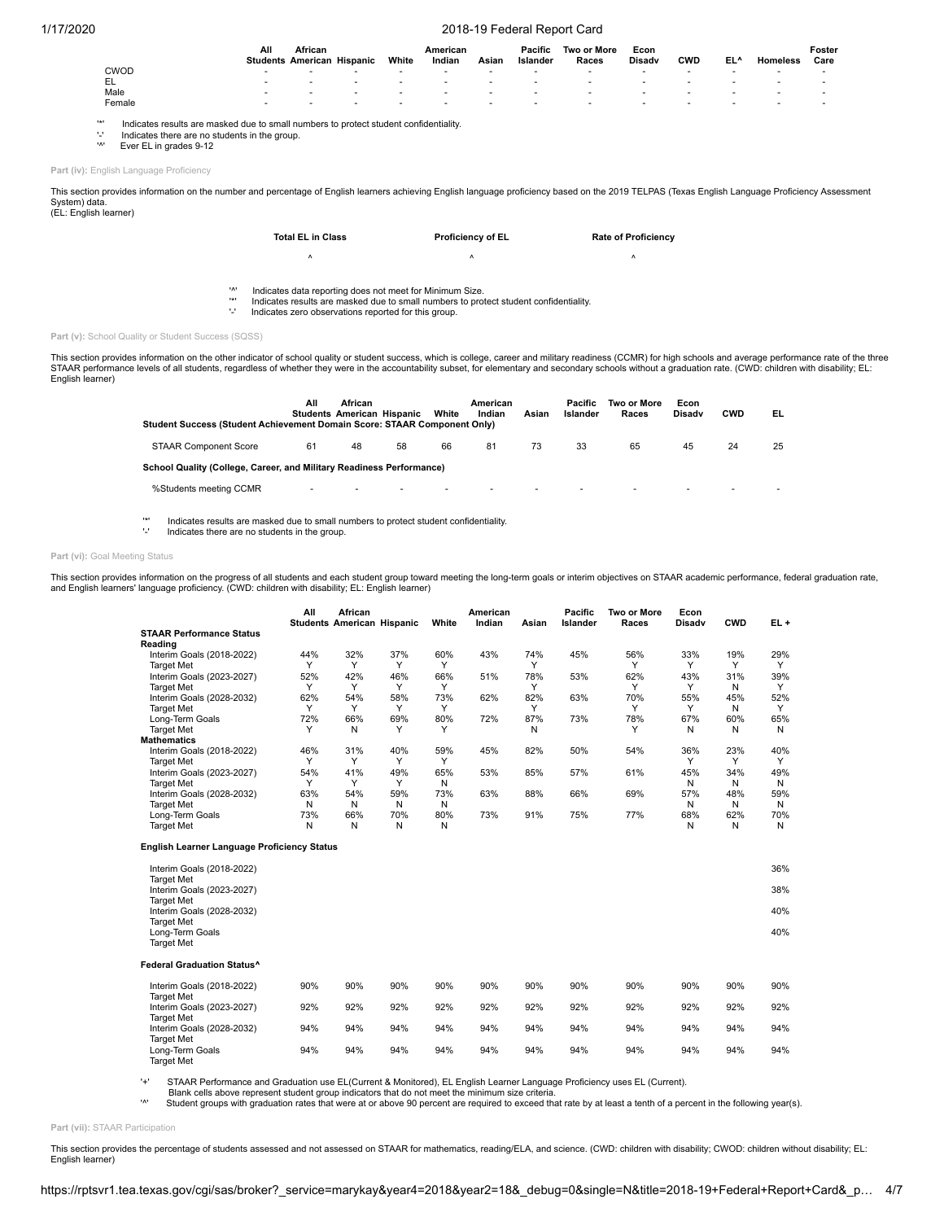| | All Students | African American | Hispanic | White | American Indian | Asian | Pacific Islander | Two or More Races | Econ Disadv | CWD | EL^ | Homeless | Foster Care |
|---|---|---|---|---|---|---|---|---|---|---|---|---|---|
| CWOD | - | - | - | - | - | - | - | - | - | - | - | - | - |
| EL | - | - | - | - | - | - | - | - | - | - | - | - | - |
| Male | - | - | - | - | - | - | - | - | - | - | - | - | - |
| Female | - | - | - | - | - | - | - | - | - | - | - | - | - |

'*' Indicates results are masked due to small numbers to protect student confidentiality.
'-' Indicates there are no students in the group.
'^' Ever EL in grades 9-12

**Part (iv):** English Language Proficiency

This section provides information on the number and percentage of English learners achieving English language proficiency based on the 2019 TELPAS (Texas English Language Proficiency Assessment System) data.
(EL: English learner)

| Total EL in Class | Proficiency of EL | Rate of Proficiency |
|---|---|---|
| ^ | ^ | ^ |

'^' Indicates data reporting does not meet for Minimum Size.
'*' Indicates results are masked due to small numbers to protect student confidentiality.
'-' Indicates zero observations reported for this group.

**Part (v):** School Quality or Student Success (SQSS)

This section provides information on the other indicator of school quality or student success, which is college, career and military readiness (CCMR) for high schools and average performance rate of the three STAAR performance levels of all students, regardless of whether they were in the accountability subset, for elementary and secondary schools without a graduation rate. (CWD: children with disability; EL: English learner)

| | All Students | African American | Hispanic | White | American Indian | Asian | Pacific Islander | Two or More Races | Econ Disadv | CWD | EL |
|---|---|---|---|---|---|---|---|---|---|---|---|
| **Student Success (Student Achievement Domain Score: STAAR Component Only)** | | | | | | | | | | | |
| STAAR Component Score | 61 | 48 | 58 | 66 | 81 | 73 | 33 | 65 | 45 | 24 | 25 |
| **School Quality (College, Career, and Military Readiness Performance)** | | | | | | | | | | | |
| %Students meeting CCMR | - | - | - | - | - | - | - | - | - | - | - |

'*' Indicates results are masked due to small numbers to protect student confidentiality.
'-' Indicates there are no students in the group.

**Part (vi):** Goal Meeting Status

This section provides information on the progress of all students and each student group toward meeting the long-term goals or interim objectives on STAAR academic performance, federal graduation rate, and English learners' language proficiency. (CWD: children with disability; EL: English learner)

| | All Students | African American | Hispanic | White | American Indian | Asian | Pacific Islander | Two or More Races | Econ Disadv | CWD | EL + |
|---|---|---|---|---|---|---|---|---|---|---|---|
| **STAAR Performance Status** | | | | | | | | | | | |
| **Reading** | | | | | | | | | | | |
| Interim Goals (2018-2022) | 44% | 32% | 37% | 60% | 43% | 74% | 45% | 56% | 33% | 19% | 29% |
| Target Met | Y | Y | Y | Y | | Y | | Y | Y | Y | Y |
| Interim Goals (2023-2027) | 52% | 42% | 46% | 66% | 51% | 78% | 53% | 62% | 43% | 31% | 39% |
| Target Met | Y | Y | Y | Y | | Y | | Y | Y | N | Y |
| Interim Goals (2028-2032) | 62% | 54% | 58% | 73% | 62% | 82% | 63% | 70% | 55% | 45% | 52% |
| Target Met | Y | Y | Y | Y | | Y | | Y | Y | N | Y |
| Long-Term Goals | 72% | 66% | 69% | 80% | 72% | 87% | 73% | 78% | 67% | 60% | 65% |
| Target Met | Y | N | Y | Y | | N | | Y | N | N | N |
| **Mathematics** | | | | | | | | | | | |
| Interim Goals (2018-2022) | 46% | 31% | 40% | 59% | 45% | 82% | 50% | 54% | 36% | 23% | 40% |
| Target Met | Y | Y | Y | Y | | | | | Y | Y | Y |
| Interim Goals (2023-2027) | 54% | 41% | 49% | 65% | 53% | 85% | 57% | 61% | 45% | 34% | 49% |
| Target Met | Y | Y | Y | N | | | | | N | N | N |
| Interim Goals (2028-2032) | 63% | 54% | 59% | 73% | 63% | 88% | 66% | 69% | 57% | 48% | 59% |
| Target Met | N | N | N | N | | | | | N | N | N |
| Long-Term Goals | 73% | 66% | 70% | 80% | 73% | 91% | 75% | 77% | 68% | 62% | 70% |
| Target Met | N | N | N | N | | | | | N | N | N |
| **English Learner Language Proficiency Status** | | | | | | | | | | | |
| Interim Goals (2018-2022) | | | | | | | | | | | 36% |
| Target Met | | | | | | | | | | | |
| Interim Goals (2023-2027) | | | | | | | | | | | 38% |
| Target Met | | | | | | | | | | | |
| Interim Goals (2028-2032) | | | | | | | | | | | 40% |
| Target Met | | | | | | | | | | | |
| Long-Term Goals | | | | | | | | | | | 40% |
| Target Met | | | | | | | | | | | |
| **Federal Graduation Status^** | | | | | | | | | | | |
| Interim Goals (2018-2022) | 90% | 90% | 90% | 90% | 90% | 90% | 90% | 90% | 90% | 90% | 90% |
| Target Met | | | | | | | | | | | |
| Interim Goals (2023-2027) | 92% | 92% | 92% | 92% | 92% | 92% | 92% | 92% | 92% | 92% | 92% |
| Target Met | | | | | | | | | | | |
| Interim Goals (2028-2032) | 94% | 94% | 94% | 94% | 94% | 94% | 94% | 94% | 94% | 94% | 94% |
| Target Met | | | | | | | | | | | |
| Long-Term Goals | 94% | 94% | 94% | 94% | 94% | 94% | 94% | 94% | 94% | 94% | 94% |
| Target Met | | | | | | | | | | | |

'+' STAAR Performance and Graduation use EL(Current & Monitored), EL English Learner Language Proficiency uses EL (Current).
Blank cells above represent student group indicators that do not meet the minimum size criteria.
'^' Student groups with graduation rates that were at or above 90 percent are required to exceed that rate by at least a tenth of a percent in the following year(s).

**Part (vii):** STAAR Participation

This section provides the percentage of students assessed and not assessed on STAAR for mathematics, reading/ELA, and science. (CWD: children with disability; CWOD: children without disability; EL: English learner)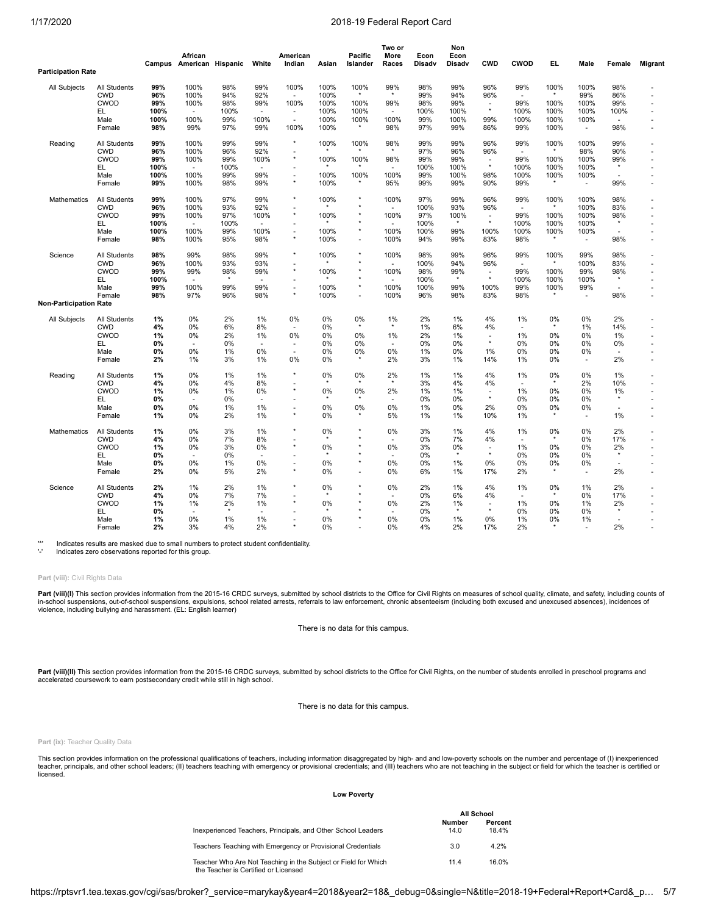| Participation Rate | | Campus | African American | Hispanic | White | American Indian | Asian | Pacific Islander | Two or More Races | Econ Disadv | Non Econ Disadv | CWD | CWOD | EL | Male | Female | Migrant |
|---|---|---|---|---|---|---|---|---|---|---|---|---|---|---|---|---|---|
| All Subjects | All Students | **99%** | 100% | 98% | 99% | 100% | 100% | 100% | 99% | 98% | 99% | 96% | 99% | 100% | 100% | 98% | - |
| | CWD | **96%** | 100% | 94% | 92% | - | 100% | * | * | 99% | 94% | 96% | - | * | 99% | 86% | - |
| | CWOD | **99%** | 100% | 98% | 99% | 100% | 100% | 100% | 99% | 98% | 99% | - | 99% | 100% | 100% | 99% | - |
| | EL | **100%** | - | 100% | - | - | 100% | 100% | - | 100% | 100% | * | 100% | 100% | 100% | 100% | - |
| | Male | **100%** | 100% | 99% | 100% | - | 100% | 100% | 100% | 99% | 100% | 99% | 100% | 100% | 100% | - | - |
| | Female | **98%** | 99% | 97% | 99% | 100% | 100% | * | 98% | 97% | 99% | 86% | 99% | 100% | - | 98% | - |
| Reading | All Students | **99%** | 100% | 99% | 99% | * | 100% | 100% | 98% | 99% | 99% | 96% | 99% | 100% | 100% | 99% | - |
| | CWD | **96%** | 100% | 96% | 92% | - | * | * | * | 97% | 96% | 96% | - | * | 98% | 90% | - |
| | CWOD | **99%** | 100% | 99% | 100% | * | 100% | 100% | 98% | 99% | 99% | - | 99% | 100% | 100% | 99% | - |
| | EL | **100%** | - | 100% | - | - | * | * | - | 100% | 100% | * | 100% | 100% | 100% | * | - |
| | Male | **100%** | 100% | 99% | 99% | - | 100% | 100% | 100% | 99% | 100% | 98% | 100% | 100% | 100% | - | - |
| | Female | **99%** | 100% | 98% | 99% | * | 100% | * | 95% | 99% | 99% | 90% | 99% | * | - | 99% | - |
| Mathematics | All Students | **99%** | 100% | 97% | 99% | * | 100% | * | 100% | 97% | 99% | 96% | 99% | 100% | 100% | 98% | - |
| | CWD | **96%** | 100% | 93% | 92% | - | * | * | - | 100% | 93% | 96% | - | * | 100% | 83% | - |
| | CWOD | **99%** | 100% | 97% | 100% | * | 100% | * | 100% | 97% | 100% | - | 99% | 100% | 100% | 98% | - |
| | EL | **100%** | - | 100% | - | - | * | * | - | 100% | * | * | 100% | 100% | 100% | * | - |
| | Male | **100%** | 100% | 99% | 100% | - | 100% | * | 100% | 100% | 99% | 100% | 100% | 100% | 100% | - | - |
| | Female | **98%** | 100% | 95% | 98% | * | 100% | - | 100% | 94% | 99% | 83% | 98% | * | - | 98% | - |
| Science | All Students | **98%** | 99% | 98% | 99% | * | 100% | * | 100% | 98% | 99% | 96% | 99% | 100% | 99% | 98% | - |
| | CWD | **96%** | 100% | 93% | 93% | - | * | * | - | 100% | 94% | 96% | - | * | 100% | 83% | - |
| | CWOD | **99%** | 99% | 98% | 99% | * | 100% | * | 100% | 98% | 99% | - | 99% | 100% | 99% | 98% | - |
| | EL | **100%** | - | * | - | - | * | * | - | 100% | * | * | 100% | 100% | 100% | * | - |
| | Male | **99%** | 100% | 99% | 99% | - | 100% | * | 100% | 100% | 99% | 100% | 99% | 100% | 99% | - | - |
| | Female | **98%** | 97% | 96% | 98% | * | 100% | - | 100% | 96% | 98% | 83% | 98% | * | - | 98% | - |
| **Non-Participation Rate** | | | | | | | | | | | | | | | | | |
| All Subjects | All Students | **1%** | 0% | 2% | 1% | 0% | 0% | 0% | 1% | 2% | 1% | 4% | 1% | 0% | 0% | 2% | - |
| | CWD | **4%** | 0% | 6% | 8% | - | 0% | * | * | 1% | 6% | 4% | - | * | 1% | 14% | - |
| | CWOD | **1%** | 0% | 2% | 1% | 0% | 0% | 0% | 1% | 2% | 1% | - | 1% | 0% | 0% | 1% | - |
| | EL | **0%** | - | 0% | - | - | 0% | 0% | - | 0% | 0% | * | 0% | 0% | 0% | 0% | - |
| | Male | **0%** | 0% | 1% | 0% | - | 0% | 0% | 0% | 1% | 0% | 1% | 0% | 0% | 0% | - | - |
| | Female | **2%** | 1% | 3% | 1% | 0% | 0% | * | 2% | 3% | 1% | 14% | 1% | 0% | - | 2% | - |
| Reading | All Students | **1%** | 0% | 1% | 1% | * | 0% | 0% | 2% | 1% | 1% | 4% | 1% | 0% | 0% | 1% | - |
| | CWD | **4%** | 0% | 4% | 8% | - | * | * | * | 3% | 4% | 4% | - | * | 2% | 10% | - |
| | CWOD | **1%** | 0% | 1% | 0% | * | 0% | 0% | 2% | 1% | 1% | - | 1% | 0% | 0% | 1% | - |
| | EL | **0%** | - | 0% | - | - | * | * | - | 0% | 0% | * | 0% | 0% | 0% | * | - |
| | Male | **0%** | 0% | 1% | 1% | - | 0% | 0% | 0% | 1% | 0% | 2% | 0% | 0% | 0% | - | - |
| | Female | **1%** | 0% | 2% | 1% | * | 0% | * | 5% | 1% | 1% | 10% | 1% | * | - | 1% | - |
| Mathematics | All Students | **1%** | 0% | 3% | 1% | * | 0% | * | 0% | 3% | 1% | 4% | 1% | 0% | 0% | 2% | - |
| | CWD | **4%** | 0% | 7% | 8% | - | * | * | - | 0% | 7% | 4% | - | * | 0% | 17% | - |
| | CWOD | **1%** | 0% | 3% | 0% | * | 0% | * | 0% | 3% | 0% | - | 1% | 0% | 0% | 2% | - |
| | EL | **0%** | - | 0% | - | - | * | * | - | 0% | * | * | 0% | 0% | 0% | * | - |
| | Male | **0%** | 0% | 1% | 0% | - | 0% | * | 0% | 0% | 1% | 0% | 0% | 0% | 0% | - | - |
| | Female | **2%** | 0% | 5% | 2% | * | 0% | - | 0% | 6% | 1% | 17% | 2% | * | - | 2% | - |
| Science | All Students | **2%** | 1% | 2% | 1% | * | 0% | * | 0% | 2% | 1% | 4% | 1% | 0% | 1% | 2% | - |
| | CWD | **4%** | 0% | 7% | 7% | - | * | * | - | 0% | 6% | 4% | - | * | 0% | 17% | - |
| | CWOD | **1%** | 1% | 2% | 1% | * | 0% | * | 0% | 2% | 1% | - | 1% | 0% | 1% | 2% | - |
| | EL | **0%** | - | * | - | - | * | * | - | 0% | * | * | 0% | 0% | 0% | * | - |
| | Male | **1%** | 0% | 1% | 1% | - | 0% | * | 0% | 0% | 1% | 0% | 1% | 0% | 1% | - | - |
| | Female | **2%** | 3% | 4% | 2% | * | 0% | - | 0% | 4% | 2% | 17% | 2% | * | - | 2% | - |

'*' Indicates results are masked due to small numbers to protect student confidentiality.
'-' Indicates zero observations reported for this group.

**Part (viii):** Civil Rights Data

**Part (viii)(I)** This section provides information from the 2015-16 CRDC surveys, submitted by school districts to the Office for Civil Rights on measures of school quality, climate, and safety, including counts of in-school suspensions, out-of-school suspensions, expulsions, school related arrests, referrals to law enforcement, chronic absenteeism (including both excused and unexcused absences), incidences of violence, including bullying and harassment. (EL: English learner)

There is no data for this campus.

**Part (viii)(II)** This section provides information from the 2015-16 CRDC surveys, submitted by school districts to the Office for Civil Rights, on the number of students enrolled in preschool programs and accelerated coursework to earn postsecondary credit while still in high school.

There is no data for this campus.

**Part (ix):** Teacher Quality Data

This section provides information on the professional qualifications of teachers, including information disaggregated by high- and low-poverty schools on the number and percentage of (I) inexperienced teacher, principals, and other school leaders; (II) teachers teaching with emergency or provisional credentials; and (III) teachers who are not teaching in the subject or field for which the teacher is certified or licensed.

**Low Poverty**

| | All School | |
|---|---|---|
| | **Number** | **Percent** |
| Inexperienced Teachers, Principals, and Other School Leaders | 14.0 | 18.4% |
| Teachers Teaching with Emergency or Provisional Credentials | 3.0 | 4.2% |
| Teacher Who Are Not Teaching in the Subject or Field for Which the Teacher is Certified or Licensed | 11.4 | 16.0% |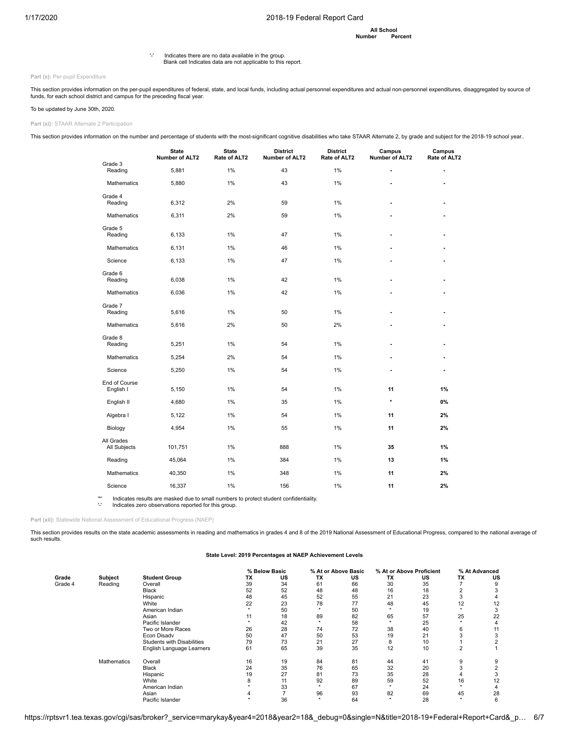| | All School | |
|---|---|---|
| | Number | Percent |

'-' Indicates there are no data available in the group.
Blank cell Indicates data are not applicable to this report.

**Part (x):** Per-pupil Expenditure

This section provides information on the per-pupil expenditures of federal, state, and local funds, including actual personnel expenditures and actual non-personnel expenditures, disaggregated by source of funds, for each school district and campus for the preceding fiscal year.

To be updated by June 30th, 2020.

**Part (xi):** STAAR Alternate 2 Participation

This section provides information on the number and percentage of students with the most-significant cognitive disabilities who take STAAR Alternate 2, by grade and subject for the 2018-19 school year..

| | State Number of ALT2 | State Rate of ALT2 | District Number of ALT2 | District Rate of ALT2 | Campus Number of ALT2 | Campus Rate of ALT2 |
|---|---|---|---|---|---|---|
| **Grade 3** | | | | | | |
| Reading | 5,881 | 1% | 43 | 1% | - | - |
| Mathematics | 5,880 | 1% | 43 | 1% | - | - |
| **Grade 4** | | | | | | |
| Reading | 6,312 | 2% | 59 | 1% | - | - |
| Mathematics | 6,311 | 2% | 59 | 1% | - | - |
| **Grade 5** | | | | | | |
| Reading | 6,133 | 1% | 47 | 1% | - | - |
| Mathematics | 6,131 | 1% | 46 | 1% | - | - |
| Science | 6,133 | 1% | 47 | 1% | - | - |
| **Grade 6** | | | | | | |
| Reading | 6,038 | 1% | 42 | 1% | - | - |
| Mathematics | 6,036 | 1% | 42 | 1% | - | - |
| **Grade 7** | | | | | | |
| Reading | 5,616 | 1% | 50 | 1% | - | - |
| Mathematics | 5,616 | 2% | 50 | 2% | - | - |
| **Grade 8** | | | | | | |
| Reading | 5,251 | 1% | 54 | 1% | - | - |
| Mathematics | 5,254 | 2% | 54 | 1% | - | - |
| Science | 5,250 | 1% | 54 | 1% | - | - |
| **End of Course** | | | | | | |
| English I | 5,150 | 1% | 54 | 1% | **11** | **1%** |
| English II | 4,680 | 1% | 35 | 1% | **\*** | **0%** |
| Algebra I | 5,122 | 1% | 54 | 1% | **11** | **2%** |
| Biology | 4,954 | 1% | 55 | 1% | **11** | **2%** |
| **All Grades** | | | | | | |
| All Subjects | 101,751 | 1% | 888 | 1% | **35** | **1%** |
| Reading | 45,064 | 1% | 384 | 1% | **13** | **1%** |
| Mathematics | 40,350 | 1% | 348 | 1% | **11** | **2%** |
| Science | 16,337 | 1% | 156 | 1% | **11** | **2%** |

'*' Indicates results are masked due to small numbers to protect student confidentiality.
'-' Indicates zero observations reported for this group.

**Part (xii):** Statewide National Assessment of Educational Progress (NAEP)

This section provides results on the state academic assessments in reading and mathematics in grades 4 and 8 of the 2019 National Assessment of Educational Progress, compared to the national average of such results.

**State Level: 2019 Percentages at NAEP Achievement Levels**

| | | | % Below Basic | | % At or Above Basic | | % At or Above Proficient | | % At Advanced | |
|---|---|---|---|---|---|---|---|---|---|---|
| **Grade** | **Subject** | **Student Group** | **TX** | **US** | **TX** | **US** | **TX** | **US** | **TX** | **US** |
| Grade 4 | Reading | Overall | 39 | 34 | 61 | 66 | 30 | 35 | 7 | 9 |
| | | Black | 52 | 52 | 48 | 48 | 16 | 18 | 2 | 3 |
| | | Hispanic | 48 | 45 | 52 | 55 | 21 | 23 | 3 | 4 |
| | | White | 22 | 23 | 78 | 77 | 48 | 45 | 12 | 12 |
| | | American Indian | * | 50 | * | 50 | * | 19 | * | 3 |
| | | Asian | 11 | 18 | 89 | 82 | 65 | 57 | 25 | 22 |
| | | Pacific Islander | * | 42 | * | 58 | * | 25 | * | 4 |
| | | Two or More Races | 26 | 28 | 74 | 72 | 38 | 40 | 6 | 11 |
| | | Econ Disadv | 50 | 47 | 50 | 53 | 19 | 21 | 3 | 3 |
| | | Students with Disabilities | 79 | 73 | 21 | 27 | 8 | 10 | 1 | 2 |
| | | English Language Learners | 61 | 65 | 39 | 35 | 12 | 10 | 2 | 1 |
| | Mathematics | Overall | 16 | 19 | 84 | 81 | 44 | 41 | 9 | 9 |
| | | Black | 24 | 35 | 76 | 65 | 32 | 20 | 3 | 2 |
| | | Hispanic | 19 | 27 | 81 | 73 | 35 | 28 | 4 | 3 |
| | | White | 8 | 11 | 92 | 89 | 59 | 52 | 16 | 12 |
| | | American Indian | * | 33 | * | 67 | * | 24 | * | 4 |
| | | Asian | 4 | 7 | 96 | 93 | 82 | 69 | 45 | 28 |
| | | Pacific Islander | * | 36 | * | 64 | * | 28 | * | 6 |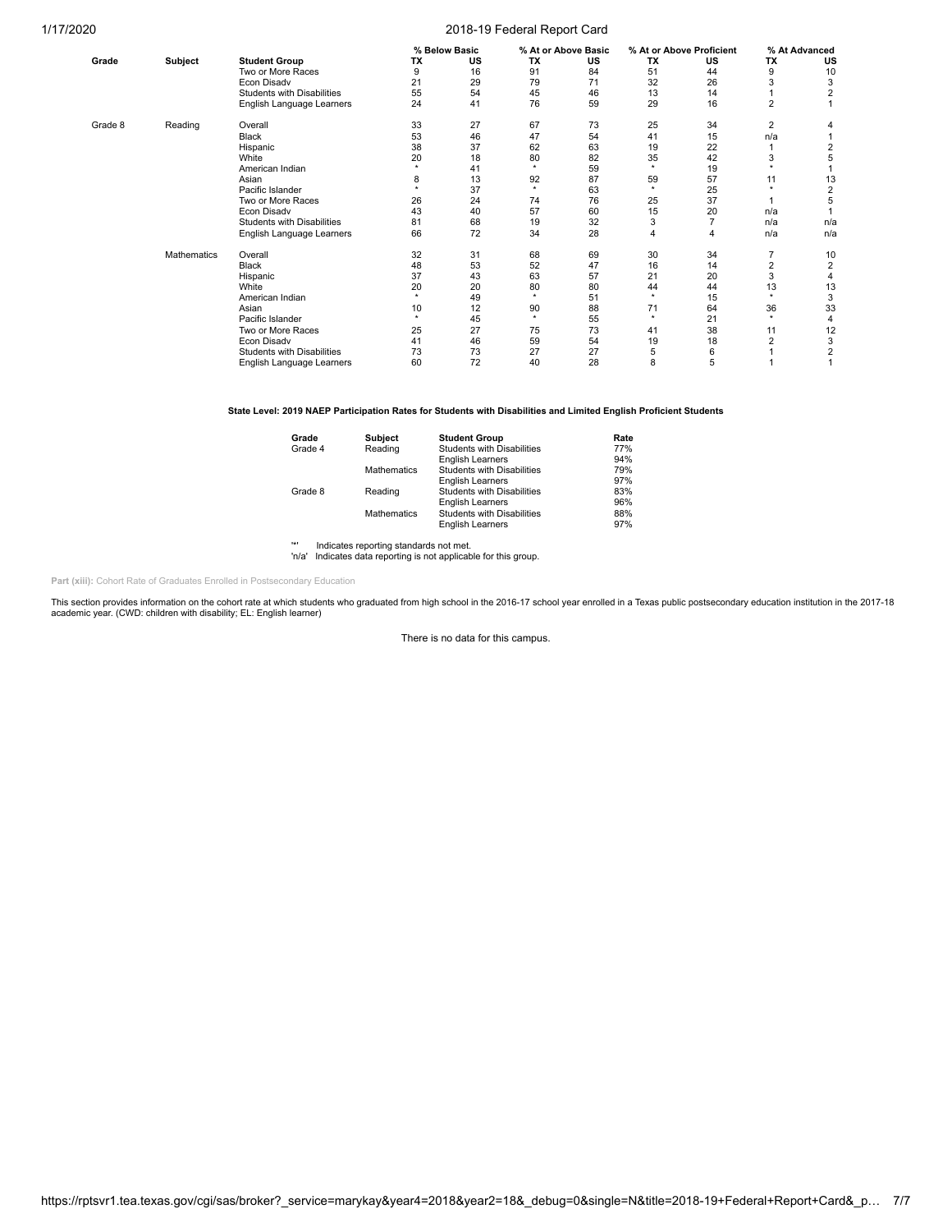| Grade | Subject | Student Group | % Below Basic | | % At or Above Basic | | % At or Above Proficient | | % At Advanced | |
|---|---|---|---|---|---|---|---|---|---|---|
| | | | TX | US | TX | US | TX | US | TX | US |
| | | Two or More Races | 9 | 16 | 91 | 84 | 51 | 44 | 9 | 10 |
| | | Econ Disadv | 21 | 29 | 79 | 71 | 32 | 26 | 3 | 3 |
| | | Students with Disabilities | 55 | 54 | 45 | 46 | 13 | 14 | 1 | 2 |
| | | English Language Learners | 24 | 41 | 76 | 59 | 29 | 16 | 2 | 1 |
| Grade 8 | Reading | Overall | 33 | 27 | 67 | 73 | 25 | 34 | 2 | 4 |
| | | Black | 53 | 46 | 47 | 54 | 41 | 15 | n/a | 1 |
| | | Hispanic | 38 | 37 | 62 | 63 | 19 | 22 | 1 | 2 |
| | | White | 20 | 18 | 80 | 82 | 35 | 42 | 3 | 5 |
| | | American Indian | * | 41 | * | 59 | * | 19 | * | 1 |
| | | Asian | 8 | 13 | 92 | 87 | 59 | 57 | 11 | 13 |
| | | Pacific Islander | * | 37 | * | 63 | * | 25 | * | 2 |
| | | Two or More Races | 26 | 24 | 74 | 76 | 25 | 37 | 1 | 5 |
| | | Econ Disadv | 43 | 40 | 57 | 60 | 15 | 20 | n/a | 1 |
| | | Students with Disabilities | 81 | 68 | 19 | 32 | 3 | 7 | n/a | n/a |
| | | English Language Learners | 66 | 72 | 34 | 28 | 4 | 4 | n/a | n/a |
| | Mathematics | Overall | 32 | 31 | 68 | 69 | 30 | 34 | 7 | 10 |
| | | Black | 48 | 53 | 52 | 47 | 16 | 14 | 2 | 2 |
| | | Hispanic | 37 | 43 | 63 | 57 | 21 | 20 | 3 | 4 |
| | | White | 20 | 20 | 80 | 80 | 44 | 44 | 13 | 13 |
| | | American Indian | * | 49 | * | 51 | * | 15 | * | 3 |
| | | Asian | 10 | 12 | 90 | 88 | 71 | 64 | 36 | 33 |
| | | Pacific Islander | * | 45 | * | 55 | * | 21 | * | 4 |
| | | Two or More Races | 25 | 27 | 75 | 73 | 41 | 38 | 11 | 12 |
| | | Econ Disadv | 41 | 46 | 59 | 54 | 19 | 18 | 2 | 3 |
| | | Students with Disabilities | 73 | 73 | 27 | 27 | 5 | 6 | 1 | 2 |
| | | English Language Learners | 60 | 72 | 40 | 28 | 8 | 5 | 1 | 1 |

**State Level: 2019 NAEP Participation Rates for Students with Disabilities and Limited English Proficient Students**

| Grade | Subject | Student Group | Rate |
|---|---|---|---|
| Grade 4 | Reading | Students with Disabilities | 77% |
| | | English Learners | 94% |
| | Mathematics | Students with Disabilities | 79% |
| | | English Learners | 97% |
| Grade 8 | Reading | Students with Disabilities | 83% |
| | | English Learners | 96% |
| | Mathematics | Students with Disabilities | 88% |
| | | English Learners | 97% |

'*' Indicates reporting standards not met.
'n/a' Indicates data reporting is not applicable for this group.

**Part (xiii):** Cohort Rate of Graduates Enrolled in Postsecondary Education

This section provides information on the cohort rate at which students who graduated from high school in the 2016-17 school year enrolled in a Texas public postsecondary education institution in the 2017-18 academic year. (CWD: children with disability; EL: English learner)

There is no data for this campus.